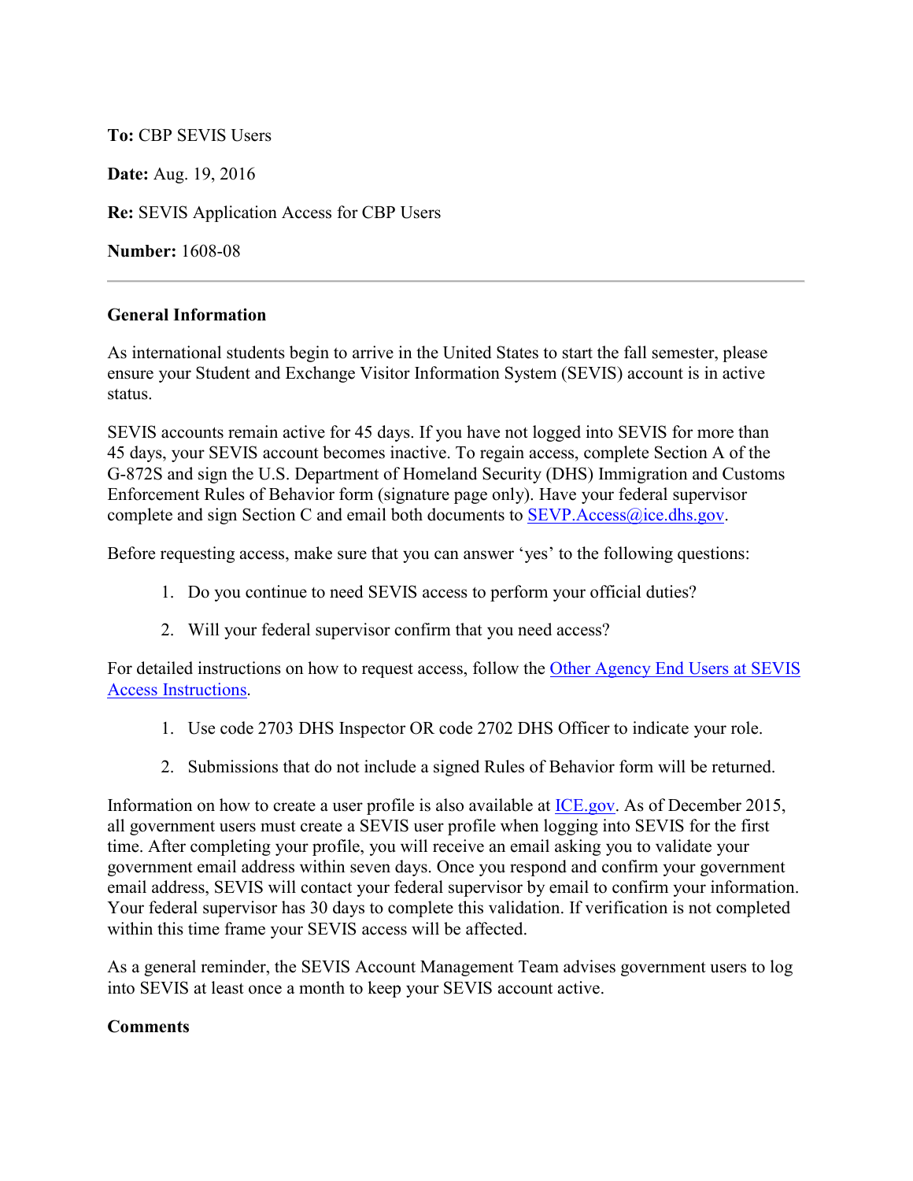**To:** CBP SEVIS Users

**Date:** Aug. 19, 2016

**Re:** SEVIS Application Access for CBP Users

**Number:** 1608-08

---

**General Information**

As international students begin to arrive in the United States to start the fall semester, please ensure your Student and Exchange Visitor Information System (SEVIS) account is in active status.

SEVIS accounts remain active for 45 days. If you have not logged into SEVIS for more than 45 days, your SEVIS account becomes inactive. To regain access, complete Section A of the G-872S and sign the U.S. Department of Homeland Security (DHS) Immigration and Customs Enforcement Rules of Behavior form (signature page only). Have your federal supervisor complete and sign Section C and email both documents to [SEVP.Access@ice.dhs.gov](mailto:SEVP.Access@ice.dhs.gov).

Before requesting access, make sure that you can answer 'yes' to the following questions:

1. Do you continue to need SEVIS access to perform your official duties?
2. Will your federal supervisor confirm that you need access?

For detailed instructions on how to request access, follow the [Other Agency End Users at SEVIS Access Instructions](#).

1. Use code 2703 DHS Inspector OR code 2702 DHS Officer to indicate your role.
2. Submissions that do not include a signed Rules of Behavior form will be returned.

Information on how to create a user profile is also available at [ICE.gov](#). As of December 2015, all government users must create a SEVIS user profile when logging into SEVIS for the first time. After completing your profile, you will receive an email asking you to validate your government email address within seven days. Once you respond and confirm your government email address, SEVIS will contact your federal supervisor by email to confirm your information. Your federal supervisor has 30 days to complete this validation. If verification is not completed within this time frame your SEVIS access will be affected.

As a general reminder, the SEVIS Account Management Team advises government users to log into SEVIS at least once a month to keep your SEVIS account active.

**Comments**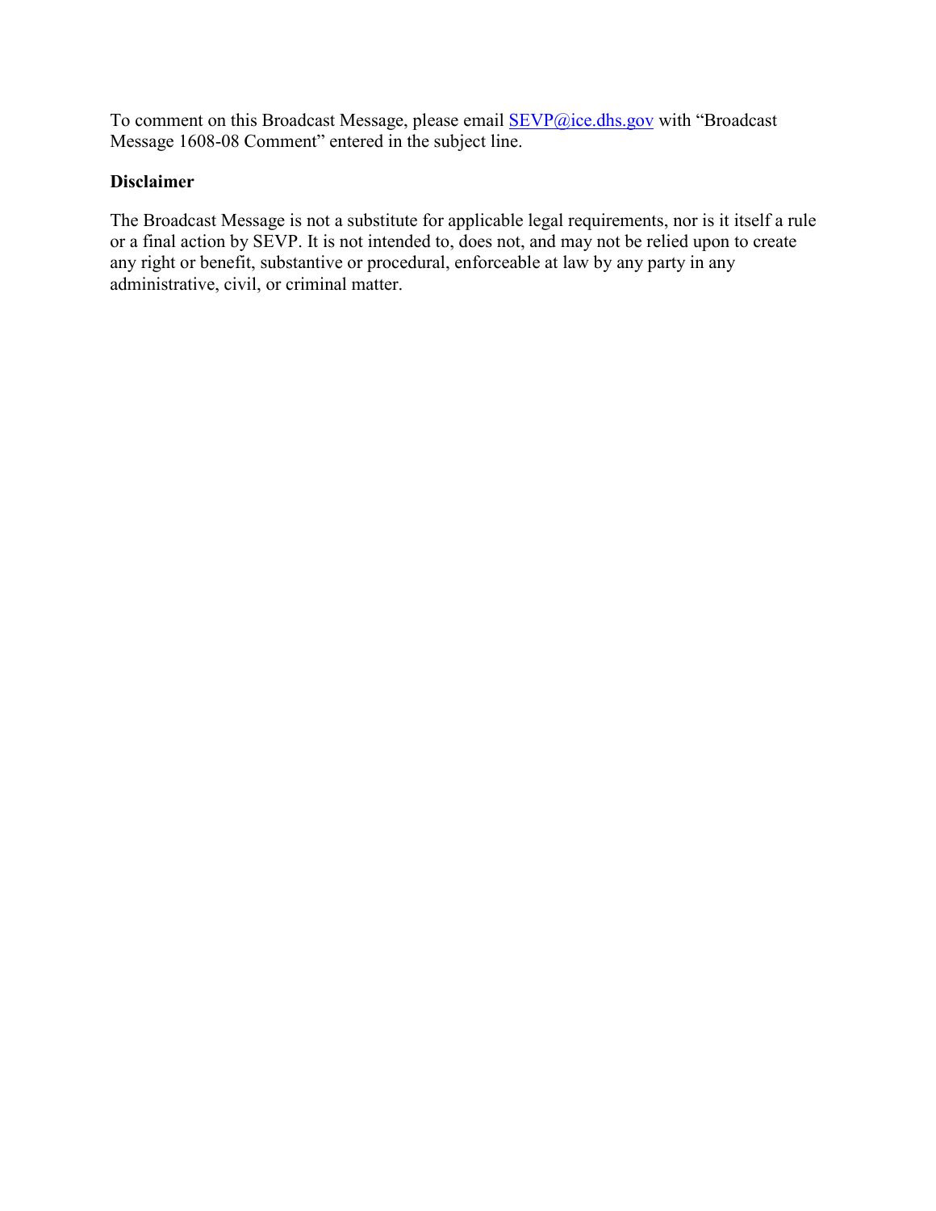To comment on this Broadcast Message, please email SEVP@ice.dhs.gov with "Broadcast Message 1608-08 Comment" entered in the subject line.

**Disclaimer**

The Broadcast Message is not a substitute for applicable legal requirements, nor is it itself a rule or a final action by SEVP. It is not intended to, does not, and may not be relied upon to create any right or benefit, substantive or procedural, enforceable at law by any party in any administrative, civil, or criminal matter.